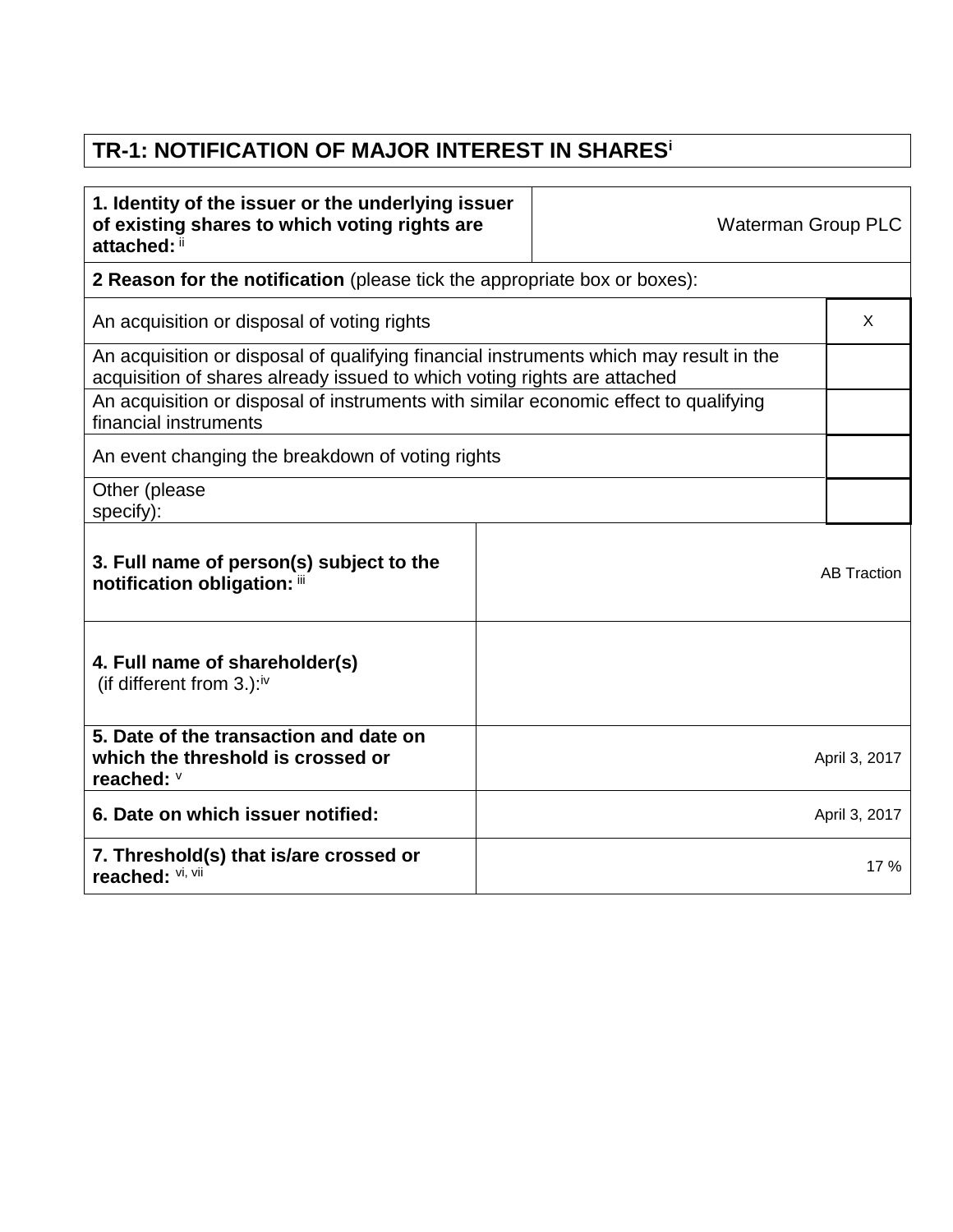# TR-1: NOTIFICATION OF MAJOR INTEREST IN SHARES[i]

| **1. Identity of the issuer or the underlying issuer of existing shares to which voting rights are attached:** [ii] | Waterman Group PLC |
|---|---|
| **2 Reason for the notification** (please tick the appropriate box or boxes): | |
| An acquisition or disposal of voting rights | X |
| An acquisition or disposal of qualifying financial instruments which may result in the acquisition of shares already issued to which voting rights are attached | |
| An acquisition or disposal of instruments with similar economic effect to qualifying financial instruments | |
| An event changing the breakdown of voting rights | |
| Other (please specify): | |
| **3. Full name of person(s) subject to the notification obligation:** [iii] | AB Traction |
| **4. Full name of shareholder(s)** (if different from 3.):[iv] | |
| **5. Date of the transaction and date on which the threshold is crossed or reached:** [v] | April 3, 2017 |
| **6. Date on which issuer notified:** | April 3, 2017 |
| **7. Threshold(s) that is/are crossed or reached:** [vi, vii] | 17 % |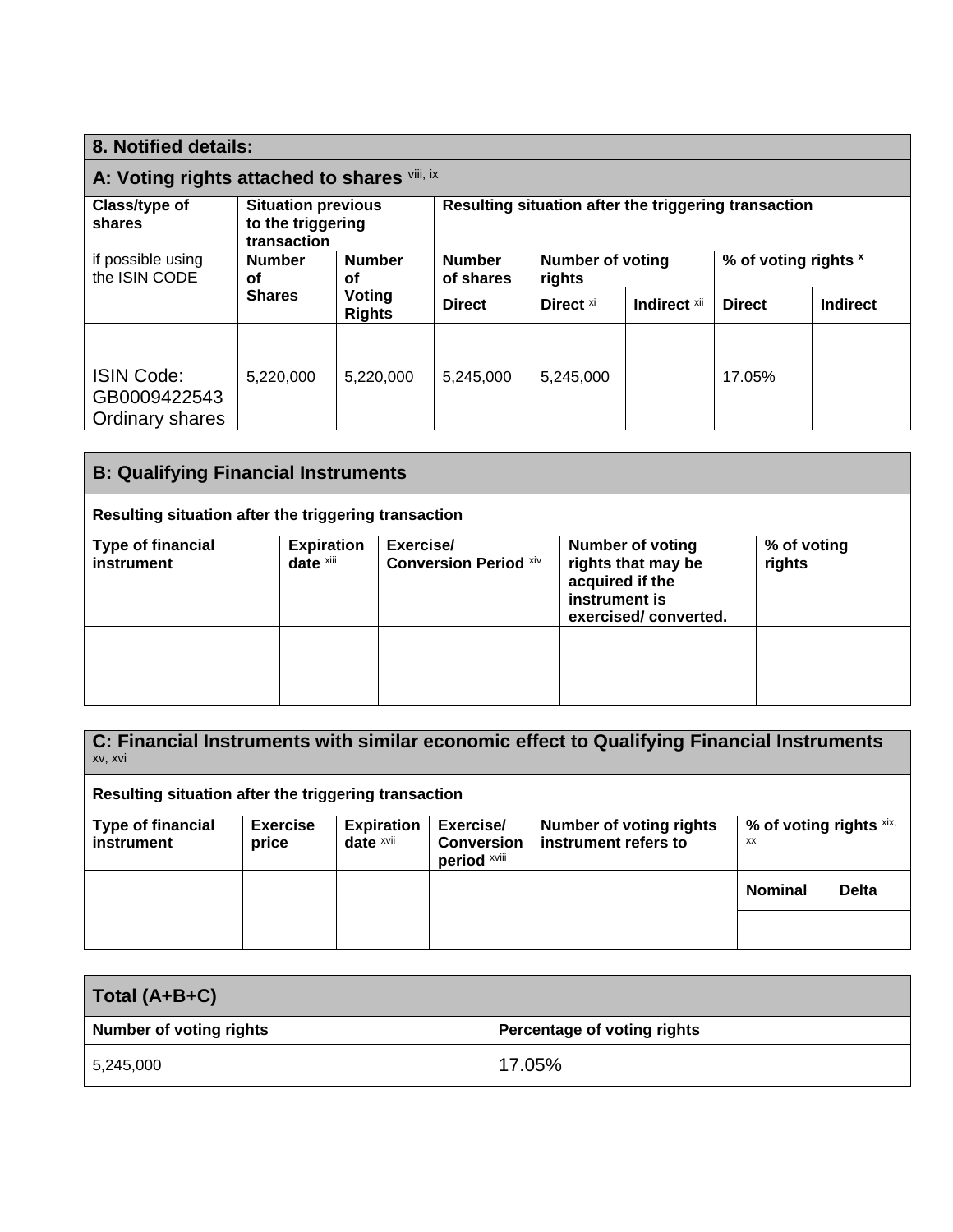## 8. Notified details:

### A: Voting rights attached to shares [viii, ix]

| Class/type of shares<br><br>if possible using the ISIN CODE | Situation previous to the triggering transaction | | Resulting situation after the triggering transaction | | | | |
|---|---|---|---|---|---|---|---|
| | Number of Shares | Number of Voting Rights | Number of shares | Number of voting rights | | % of voting rights [x] | |
| | | | Direct | Direct [xi] | Indirect [xii] | Direct | Indirect |
| ISIN Code: GB0009422543 Ordinary shares | 5,220,000 | 5,220,000 | 5,245,000 | 5,245,000 | | 17.05% | |

### B: Qualifying Financial Instruments

Resulting situation after the triggering transaction

| Type of financial instrument | Expiration date [xiii] | Exercise/ Conversion Period [xiv] | Number of voting rights that may be acquired if the instrument is exercised/ converted. | % of voting rights |
|---|---|---|---|---|
| | | | | |

### C: Financial Instruments with similar economic effect to Qualifying Financial Instruments [xv, xvi]

Resulting situation after the triggering transaction

| Type of financial instrument | Exercise price | Expiration date [xvii] | Exercise/ Conversion period [xviii] | Number of voting rights instrument refers to | % of voting rights [xix, xx] | |
|---|---|---|---|---|---|---|
| | | | | | Nominal | Delta |
| | | | | | | |

### Total (A+B+C)

| Number of voting rights | Percentage of voting rights |
|---|---|
| 5,245,000 | 17.05% |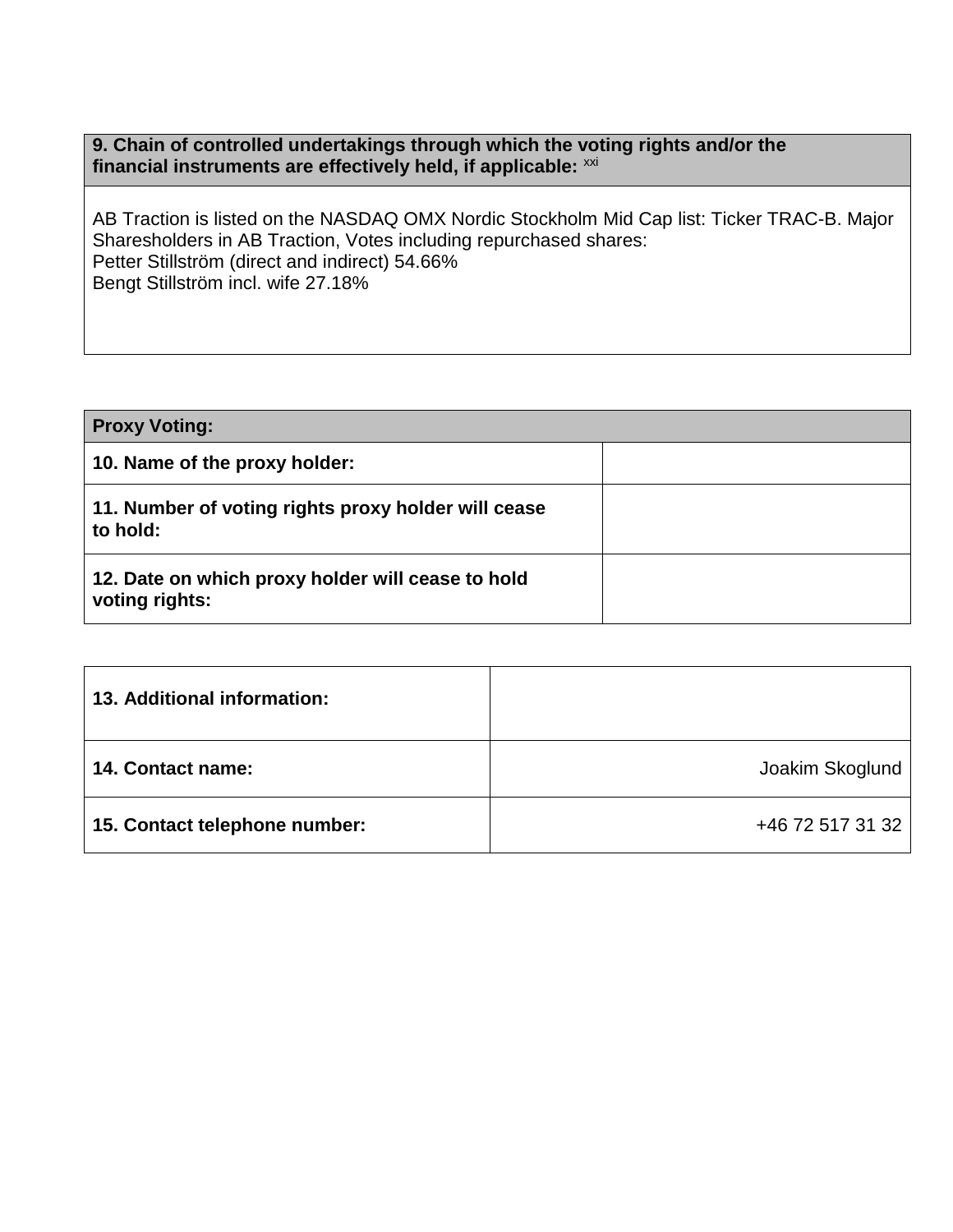| 9. Chain of controlled undertakings through which the voting rights and/or the financial instruments are effectively held, if applicable: [xxi] |
|---|
| AB Traction is listed on the NASDAQ OMX Nordic Stockholm Mid Cap list: Ticker TRAC-B. Major Sharesholders in AB Traction, Votes including repurchased shares:<br>Petter Stillström (direct and indirect) 54.66%<br>Bengt Stillström incl. wife 27.18% |

| Proxy Voting: | |
|---|---|
| 10. Name of the proxy holder: | |
| 11. Number of voting rights proxy holder will cease to hold: | |
| 12. Date on which proxy holder will cease to hold voting rights: | |

| | |
|---|---|
| 13. Additional information: | |
| 14. Contact name: | Joakim Skoglund |
| 15. Contact telephone number: | +46 72 517 31 32 |